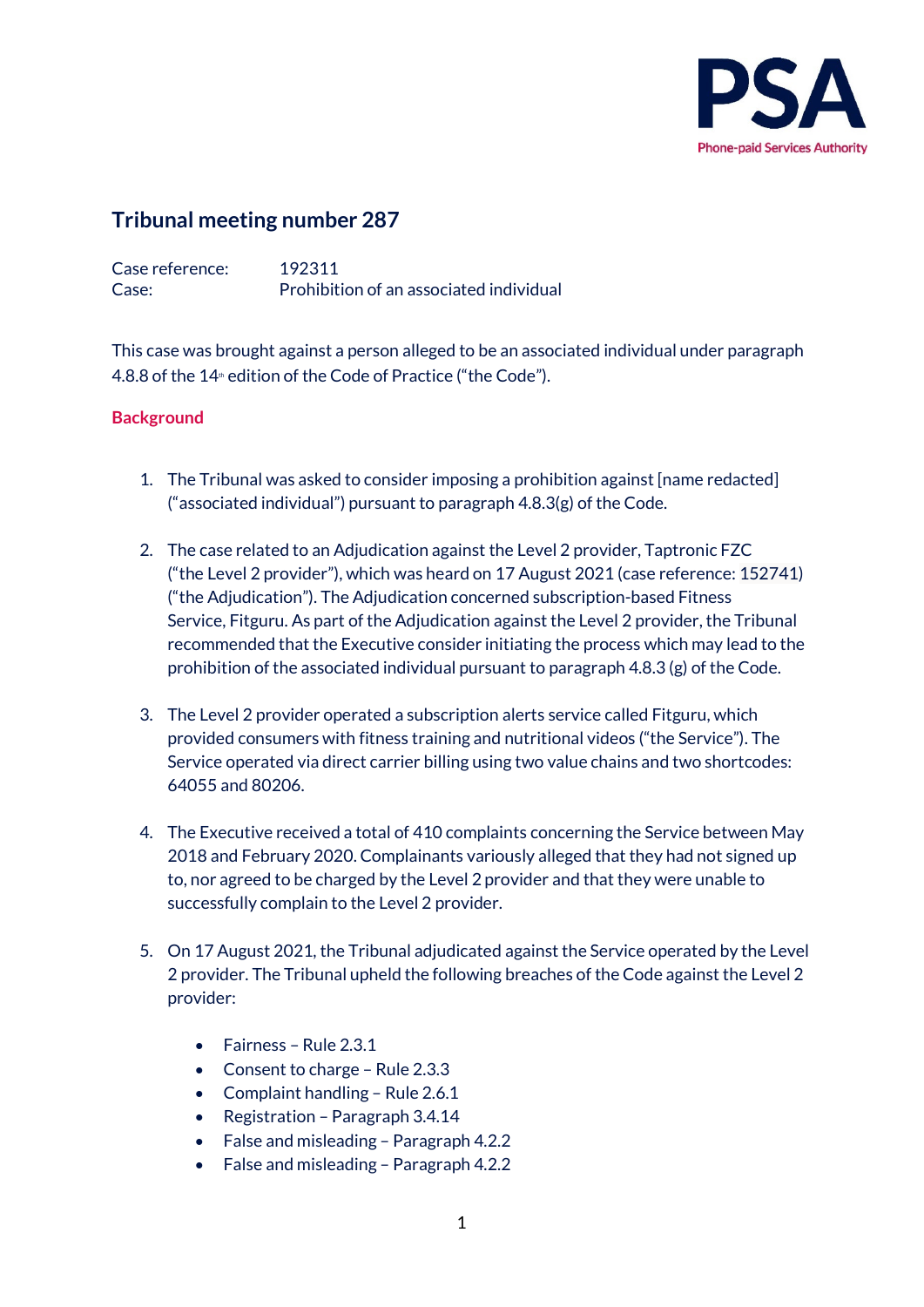# Tribunal meeting number 287

Case reference: 192311
Case: Prohibition of an associated individual

This case was brought against a person alleged to be an associated individual under paragraph 4.8.8 of the 14th edition of the Code of Practice ("the Code").

## Background

1. The Tribunal was asked to consider imposing a prohibition against [name redacted] ("associated individual") pursuant to paragraph 4.8.3(g) of the Code.

2. The case related to an Adjudication against the Level 2 provider, Taptronic FZC ("the Level 2 provider"), which was heard on 17 August 2021 (case reference: 152741) ("the Adjudication"). The Adjudication concerned subscription-based Fitness Service, Fitguru. As part of the Adjudication against the Level 2 provider, the Tribunal recommended that the Executive consider initiating the process which may lead to the prohibition of the associated individual pursuant to paragraph 4.8.3 (g) of the Code.

3. The Level 2 provider operated a subscription alerts service called Fitguru, which provided consumers with fitness training and nutritional videos ("the Service"). The Service operated via direct carrier billing using two value chains and two shortcodes: 64055 and 80206.

4. The Executive received a total of 410 complaints concerning the Service between May 2018 and February 2020. Complainants variously alleged that they had not signed up to, nor agreed to be charged by the Level 2 provider and that they were unable to successfully complain to the Level 2 provider.

5. On 17 August 2021, the Tribunal adjudicated against the Service operated by the Level 2 provider. The Tribunal upheld the following breaches of the Code against the Level 2 provider:

   - Fairness – Rule 2.3.1
   - Consent to charge – Rule 2.3.3
   - Complaint handling – Rule 2.6.1
   - Registration – Paragraph 3.4.14
   - False and misleading – Paragraph 4.2.2
   - False and misleading – Paragraph 4.2.2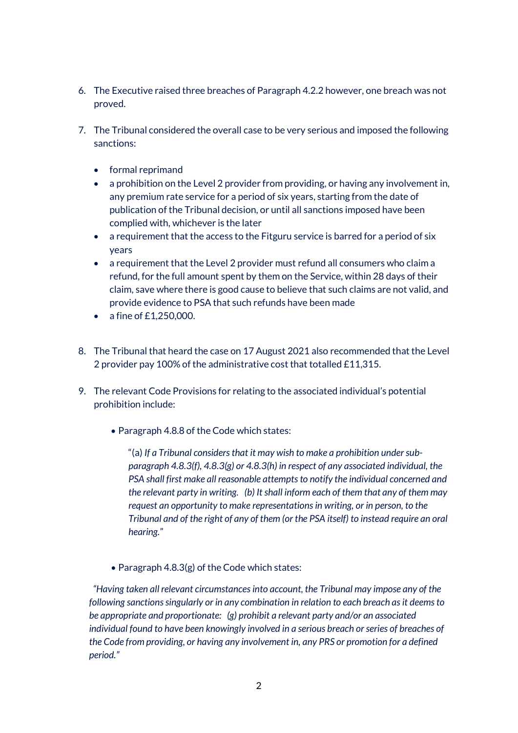6. The Executive raised three breaches of Paragraph 4.2.2 however, one breach was not proved.

7. The Tribunal considered the overall case to be very serious and imposed the following sanctions:

    - formal reprimand
    - a prohibition on the Level 2 provider from providing, or having any involvement in, any premium rate service for a period of six years, starting from the date of publication of the Tribunal decision, or until all sanctions imposed have been complied with, whichever is the later
    - a requirement that the access to the Fitguru service is barred for a period of six years
    - a requirement that the Level 2 provider must refund all consumers who claim a refund, for the full amount spent by them on the Service, within 28 days of their claim, save where there is good cause to believe that such claims are not valid, and provide evidence to PSA that such refunds have been made
    - a fine of £1,250,000.

8. The Tribunal that heard the case on 17 August 2021 also recommended that the Level 2 provider pay 100% of the administrative cost that totalled £11,315.

9. The relevant Code Provisions for relating to the associated individual's potential prohibition include:

    - Paragraph 4.8.8 of the Code which states:

        "(a) *If a Tribunal considers that it may wish to make a prohibition under sub-paragraph 4.8.3(f), 4.8.3(g) or 4.8.3(h) in respect of any associated individual, the PSA shall first make all reasonable attempts to notify the individual concerned and the relevant party in writing. (b) It shall inform each of them that any of them may request an opportunity to make representations in writing, or in person, to the Tribunal and of the right of any of them (or the PSA itself) to instead require an oral hearing."*

    - Paragraph 4.8.3(g) of the Code which states:

    *"Having taken all relevant circumstances into account, the Tribunal may impose any of the following sanctions singularly or in any combination in relation to each breach as it deems to be appropriate and proportionate: (g) prohibit a relevant party and/or an associated individual found to have been knowingly involved in a serious breach or series of breaches of the Code from providing, or having any involvement in, any PRS or promotion for a defined period."*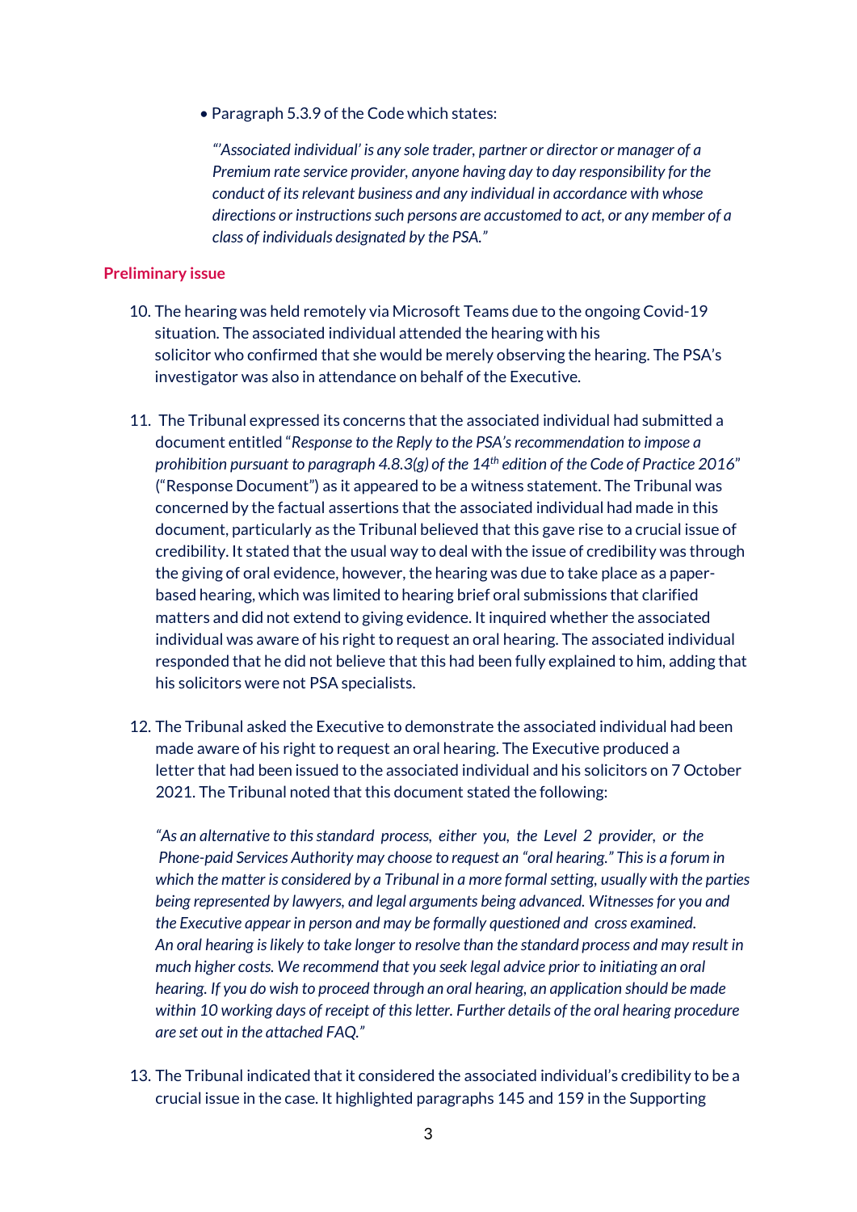- Paragraph 5.3.9 of the Code which states:

  *"'Associated individual' is any sole trader, partner or director or manager of a Premium rate service provider, anyone having day to day responsibility for the conduct of its relevant business and any individual in accordance with whose directions or instructions such persons are accustomed to act, or any member of a class of individuals designated by the PSA."*

## Preliminary issue

10. The hearing was held remotely via Microsoft Teams due to the ongoing Covid-19 situation. The associated individual attended the hearing with his solicitor who confirmed that she would be merely observing the hearing. The PSA's investigator was also in attendance on behalf of the Executive.

11. The Tribunal expressed its concerns that the associated individual had submitted a document entitled "*Response to the Reply to the PSA's recommendation to impose a prohibition pursuant to paragraph 4.8.3(g) of the 14th edition of the Code of Practice 2016*" ("Response Document") as it appeared to be a witness statement. The Tribunal was concerned by the factual assertions that the associated individual had made in this document, particularly as the Tribunal believed that this gave rise to a crucial issue of credibility. It stated that the usual way to deal with the issue of credibility was through the giving of oral evidence, however, the hearing was due to take place as a paper-based hearing, which was limited to hearing brief oral submissions that clarified matters and did not extend to giving evidence. It inquired whether the associated individual was aware of his right to request an oral hearing. The associated individual responded that he did not believe that this had been fully explained to him, adding that his solicitors were not PSA specialists.

12. The Tribunal asked the Executive to demonstrate the associated individual had been made aware of his right to request an oral hearing. The Executive produced a letter that had been issued to the associated individual and his solicitors on 7 October 2021. The Tribunal noted that this document stated the following:

    *"As an alternative to this standard process, either you, the Level 2 provider, or the Phone-paid Services Authority may choose to request an "oral hearing." This is a forum in which the matter is considered by a Tribunal in a more formal setting, usually with the parties being represented by lawyers, and legal arguments being advanced. Witnesses for you and the Executive appear in person and may be formally questioned and cross examined. An oral hearing is likely to take longer to resolve than the standard process and may result in much higher costs. We recommend that you seek legal advice prior to initiating an oral hearing. If you do wish to proceed through an oral hearing, an application should be made within 10 working days of receipt of this letter. Further details of the oral hearing procedure are set out in the attached FAQ."*

13. The Tribunal indicated that it considered the associated individual's credibility to be a crucial issue in the case. It highlighted paragraphs 145 and 159 in the Supporting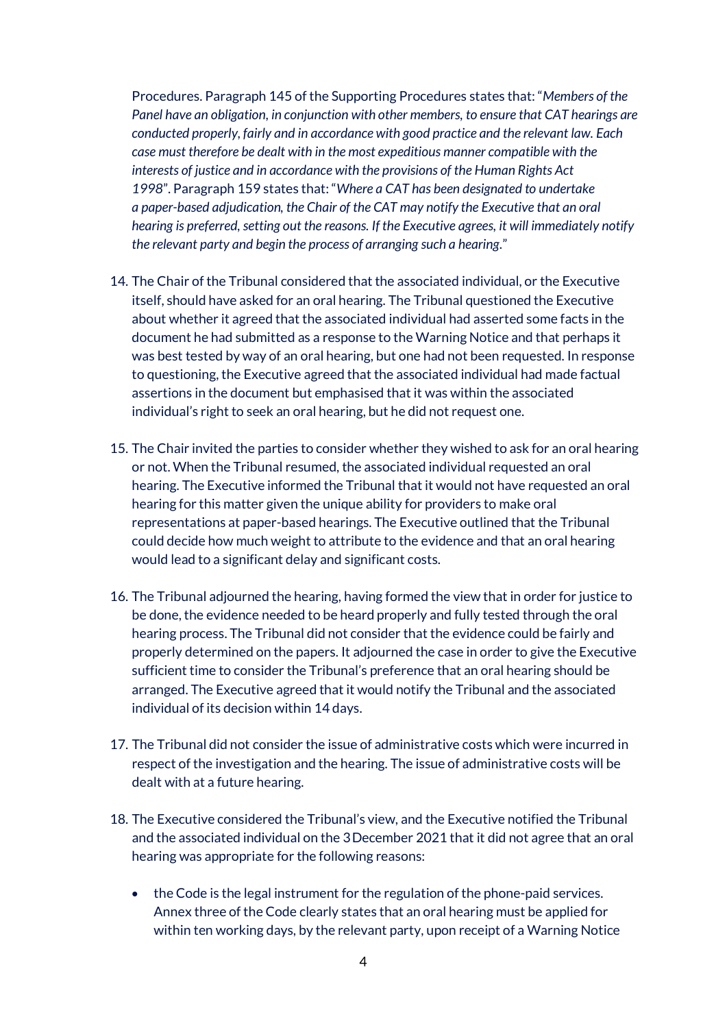Procedures. Paragraph 145 of the Supporting Procedures states that: "*Members of the Panel have an obligation, in conjunction with other members, to ensure that CAT hearings are conducted properly, fairly and in accordance with good practice and the relevant law. Each case must therefore be dealt with in the most expeditious manner compatible with the interests of justice and in accordance with the provisions of the Human Rights Act 1998*". Paragraph 159 states that: "*Where a CAT has been designated to undertake a paper-based adjudication, the Chair of the CAT may notify the Executive that an oral hearing is preferred, setting out the reasons. If the Executive agrees, it will immediately notify the relevant party and begin the process of arranging such a hearing*."

14. The Chair of the Tribunal considered that the associated individual, or the Executive itself, should have asked for an oral hearing. The Tribunal questioned the Executive about whether it agreed that the associated individual had asserted some facts in the document he had submitted as a response to the Warning Notice and that perhaps it was best tested by way of an oral hearing, but one had not been requested. In response to questioning, the Executive agreed that the associated individual had made factual assertions in the document but emphasised that it was within the associated individual's right to seek an oral hearing, but he did not request one.

15. The Chair invited the parties to consider whether they wished to ask for an oral hearing or not. When the Tribunal resumed, the associated individual requested an oral hearing. The Executive informed the Tribunal that it would not have requested an oral hearing for this matter given the unique ability for providers to make oral representations at paper-based hearings. The Executive outlined that the Tribunal could decide how much weight to attribute to the evidence and that an oral hearing would lead to a significant delay and significant costs.

16. The Tribunal adjourned the hearing, having formed the view that in order for justice to be done, the evidence needed to be heard properly and fully tested through the oral hearing process. The Tribunal did not consider that the evidence could be fairly and properly determined on the papers. It adjourned the case in order to give the Executive sufficient time to consider the Tribunal's preference that an oral hearing should be arranged. The Executive agreed that it would notify the Tribunal and the associated individual of its decision within 14 days.

17. The Tribunal did not consider the issue of administrative costs which were incurred in respect of the investigation and the hearing. The issue of administrative costs will be dealt with at a future hearing.

18. The Executive considered the Tribunal's view, and the Executive notified the Tribunal and the associated individual on the 3 December 2021 that it did not agree that an oral hearing was appropriate for the following reasons:

    - the Code is the legal instrument for the regulation of the phone-paid services. Annex three of the Code clearly states that an oral hearing must be applied for within ten working days, by the relevant party, upon receipt of a Warning Notice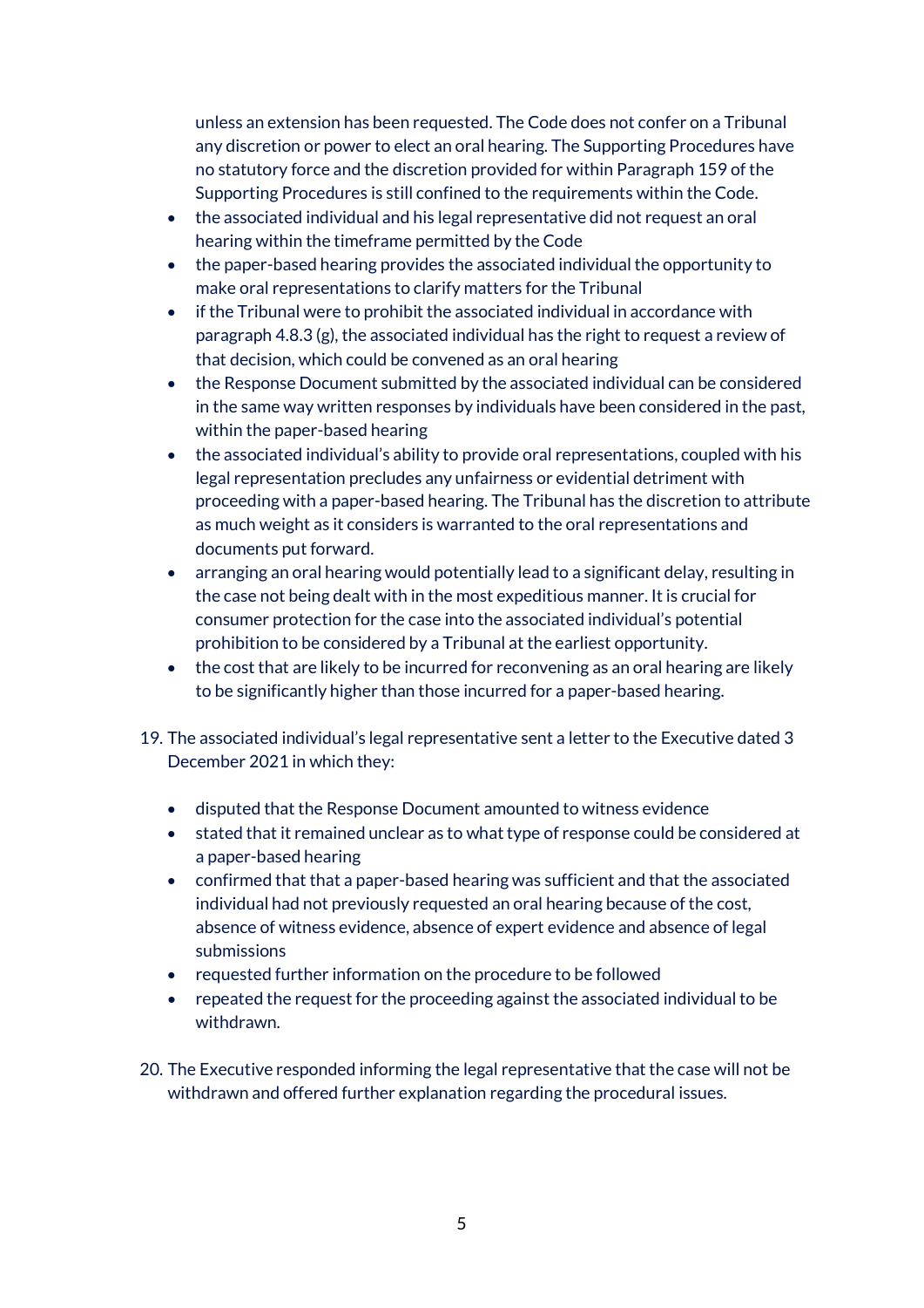unless an extension has been requested. The Code does not confer on a Tribunal any discretion or power to elect an oral hearing. The Supporting Procedures have no statutory force and the discretion provided for within Paragraph 159 of the Supporting Procedures is still confined to the requirements within the Code.

- the associated individual and his legal representative did not request an oral hearing within the timeframe permitted by the Code
- the paper-based hearing provides the associated individual the opportunity to make oral representations to clarify matters for the Tribunal
- if the Tribunal were to prohibit the associated individual in accordance with paragraph 4.8.3 (g), the associated individual has the right to request a review of that decision, which could be convened as an oral hearing
- the Response Document submitted by the associated individual can be considered in the same way written responses by individuals have been considered in the past, within the paper-based hearing
- the associated individual's ability to provide oral representations, coupled with his legal representation precludes any unfairness or evidential detriment with proceeding with a paper-based hearing. The Tribunal has the discretion to attribute as much weight as it considers is warranted to the oral representations and documents put forward.
- arranging an oral hearing would potentially lead to a significant delay, resulting in the case not being dealt with in the most expeditious manner. It is crucial for consumer protection for the case into the associated individual's potential prohibition to be considered by a Tribunal at the earliest opportunity.
- the cost that are likely to be incurred for reconvening as an oral hearing are likely to be significantly higher than those incurred for a paper-based hearing.

19. The associated individual's legal representative sent a letter to the Executive dated 3 December 2021 in which they:

    - disputed that the Response Document amounted to witness evidence
    - stated that it remained unclear as to what type of response could be considered at a paper-based hearing
    - confirmed that that a paper-based hearing was sufficient and that the associated individual had not previously requested an oral hearing because of the cost, absence of witness evidence, absence of expert evidence and absence of legal submissions
    - requested further information on the procedure to be followed
    - repeated the request for the proceeding against the associated individual to be withdrawn.

20. The Executive responded informing the legal representative that the case will not be withdrawn and offered further explanation regarding the procedural issues.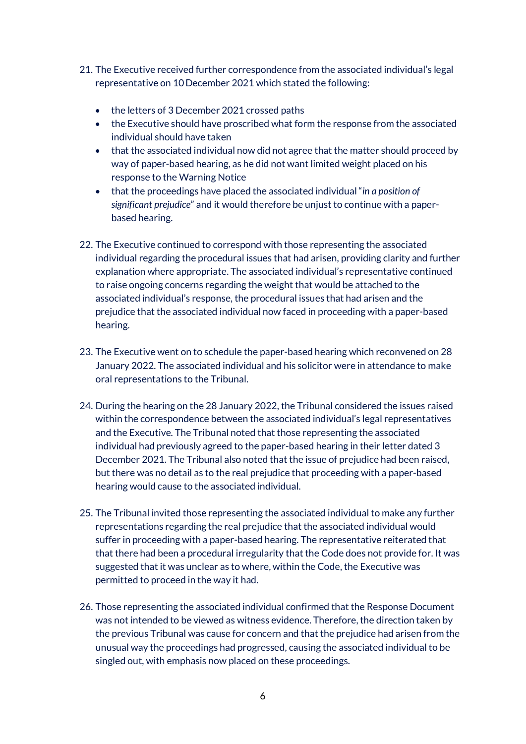21. The Executive received further correspondence from the associated individual's legal representative on 10 December 2021 which stated the following:

    - the letters of 3 December 2021 crossed paths
    - the Executive should have proscribed what form the response from the associated individual should have taken
    - that the associated individual now did not agree that the matter should proceed by way of paper-based hearing, as he did not want limited weight placed on his response to the Warning Notice
    - that the proceedings have placed the associated individual "*in a position of significant prejudice*" and it would therefore be unjust to continue with a paper-based hearing.

22. The Executive continued to correspond with those representing the associated individual regarding the procedural issues that had arisen, providing clarity and further explanation where appropriate. The associated individual's representative continued to raise ongoing concerns regarding the weight that would be attached to the associated individual's response, the procedural issues that had arisen and the prejudice that the associated individual now faced in proceeding with a paper-based hearing.

23. The Executive went on to schedule the paper-based hearing which reconvened on 28 January 2022. The associated individual and his solicitor were in attendance to make oral representations to the Tribunal.

24. During the hearing on the 28 January 2022, the Tribunal considered the issues raised within the correspondence between the associated individual's legal representatives and the Executive. The Tribunal noted that those representing the associated individual had previously agreed to the paper-based hearing in their letter dated 3 December 2021. The Tribunal also noted that the issue of prejudice had been raised, but there was no detail as to the real prejudice that proceeding with a paper-based hearing would cause to the associated individual.

25. The Tribunal invited those representing the associated individual to make any further representations regarding the real prejudice that the associated individual would suffer in proceeding with a paper-based hearing. The representative reiterated that that there had been a procedural irregularity that the Code does not provide for. It was suggested that it was unclear as to where, within the Code, the Executive was permitted to proceed in the way it had.

26. Those representing the associated individual confirmed that the Response Document was not intended to be viewed as witness evidence. Therefore, the direction taken by the previous Tribunal was cause for concern and that the prejudice had arisen from the unusual way the proceedings had progressed, causing the associated individual to be singled out, with emphasis now placed on these proceedings.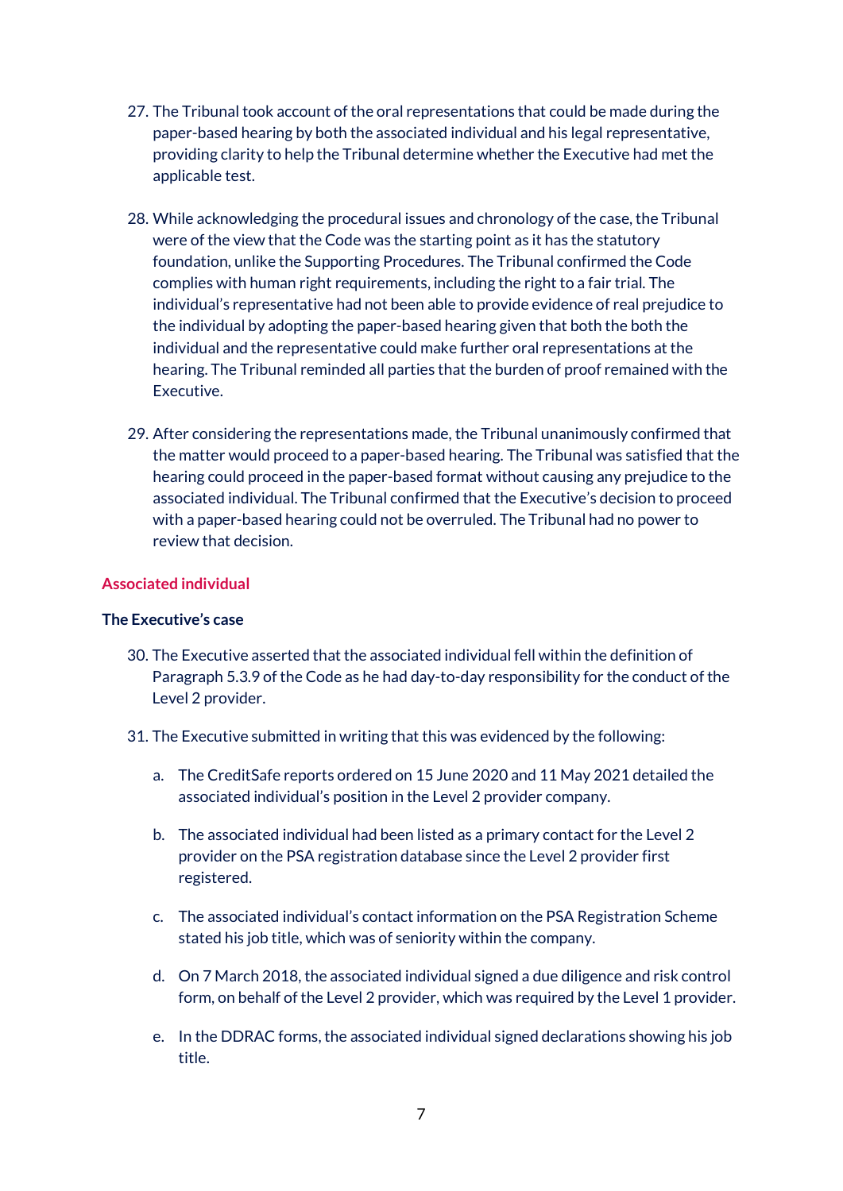27. The Tribunal took account of the oral representations that could be made during the paper-based hearing by both the associated individual and his legal representative, providing clarity to help the Tribunal determine whether the Executive had met the applicable test.

28. While acknowledging the procedural issues and chronology of the case, the Tribunal were of the view that the Code was the starting point as it has the statutory foundation, unlike the Supporting Procedures. The Tribunal confirmed the Code complies with human right requirements, including the right to a fair trial. The individual's representative had not been able to provide evidence of real prejudice to the individual by adopting the paper-based hearing given that both the both the individual and the representative could make further oral representations at the hearing. The Tribunal reminded all parties that the burden of proof remained with the Executive.

29. After considering the representations made, the Tribunal unanimously confirmed that the matter would proceed to a paper-based hearing. The Tribunal was satisfied that the hearing could proceed in the paper-based format without causing any prejudice to the associated individual. The Tribunal confirmed that the Executive's decision to proceed with a paper-based hearing could not be overruled. The Tribunal had no power to review that decision.

## Associated individual

### The Executive's case

30. The Executive asserted that the associated individual fell within the definition of Paragraph 5.3.9 of the Code as he had day-to-day responsibility for the conduct of the Level 2 provider.

31. The Executive submitted in writing that this was evidenced by the following:

    a. The CreditSafe reports ordered on 15 June 2020 and 11 May 2021 detailed the associated individual's position in the Level 2 provider company.

    b. The associated individual had been listed as a primary contact for the Level 2 provider on the PSA registration database since the Level 2 provider first registered.

    c. The associated individual's contact information on the PSA Registration Scheme stated his job title, which was of seniority within the company.

    d. On 7 March 2018, the associated individual signed a due diligence and risk control form, on behalf of the Level 2 provider, which was required by the Level 1 provider.

    e. In the DDRAC forms, the associated individual signed declarations showing his job title.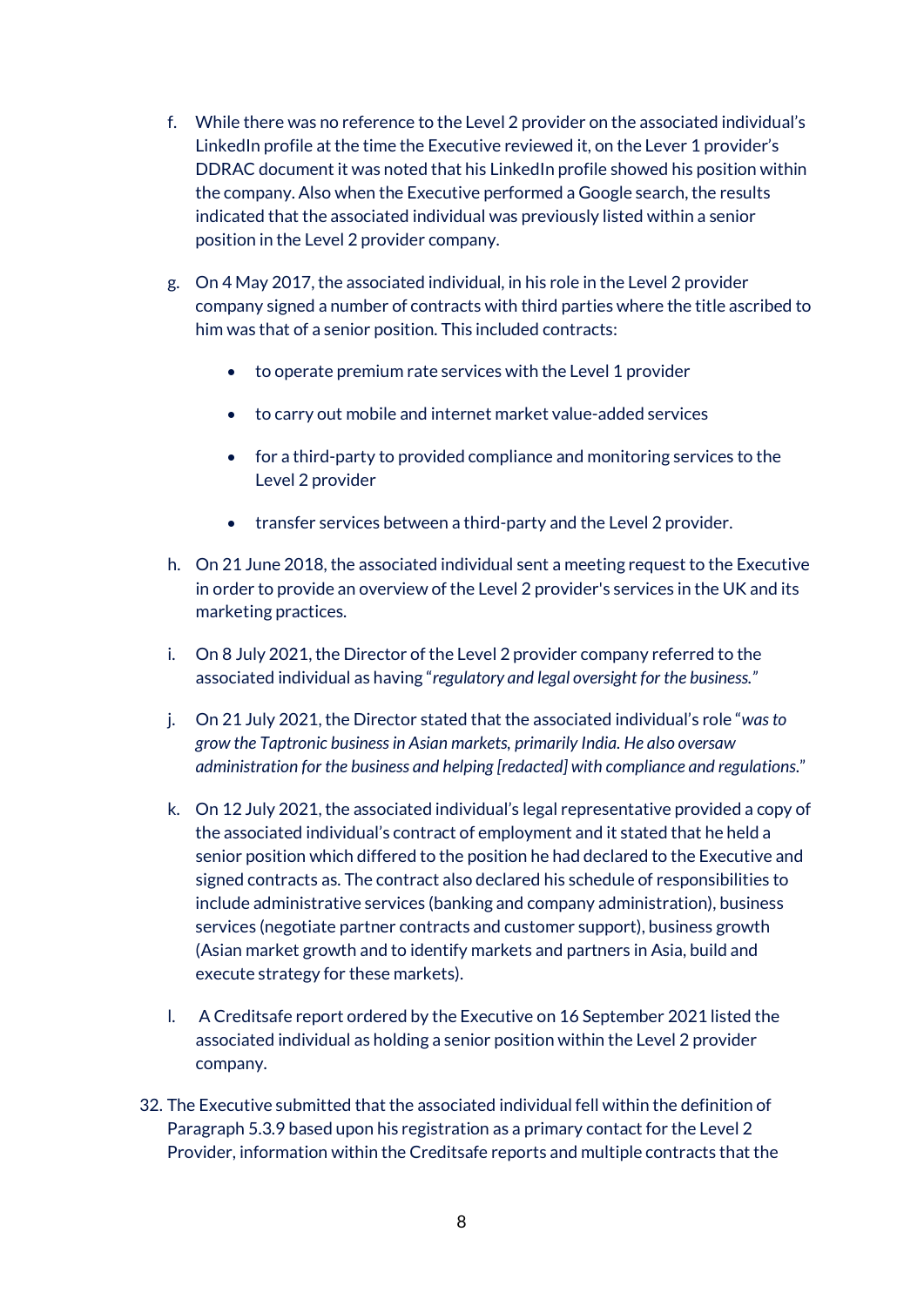f. While there was no reference to the Level 2 provider on the associated individual's LinkedIn profile at the time the Executive reviewed it, on the Lever 1 provider's DDRAC document it was noted that his LinkedIn profile showed his position within the company. Also when the Executive performed a Google search, the results indicated that the associated individual was previously listed within a senior position in the Level 2 provider company.

g. On 4 May 2017, the associated individual, in his role in the Level 2 provider company signed a number of contracts with third parties where the title ascribed to him was that of a senior position. This included contracts:

   - to operate premium rate services with the Level 1 provider
   - to carry out mobile and internet market value-added services
   - for a third-party to provided compliance and monitoring services to the Level 2 provider
   - transfer services between a third-party and the Level 2 provider.

h. On 21 June 2018, the associated individual sent a meeting request to the Executive in order to provide an overview of the Level 2 provider's services in the UK and its marketing practices.

i. On 8 July 2021, the Director of the Level 2 provider company referred to the associated individual as having "*regulatory and legal oversight for the business.*"

j. On 21 July 2021, the Director stated that the associated individual's role "*was to grow the Taptronic business in Asian markets, primarily India. He also oversaw administration for the business and helping [redacted] with compliance and regulations.*"

k. On 12 July 2021, the associated individual's legal representative provided a copy of the associated individual's contract of employment and it stated that he held a senior position which differed to the position he had declared to the Executive and signed contracts as. The contract also declared his schedule of responsibilities to include administrative services (banking and company administration), business services (negotiate partner contracts and customer support), business growth (Asian market growth and to identify markets and partners in Asia, build and execute strategy for these markets).

l. A Creditsafe report ordered by the Executive on 16 September 2021 listed the associated individual as holding a senior position within the Level 2 provider company.

32. The Executive submitted that the associated individual fell within the definition of Paragraph 5.3.9 based upon his registration as a primary contact for the Level 2 Provider, information within the Creditsafe reports and multiple contracts that the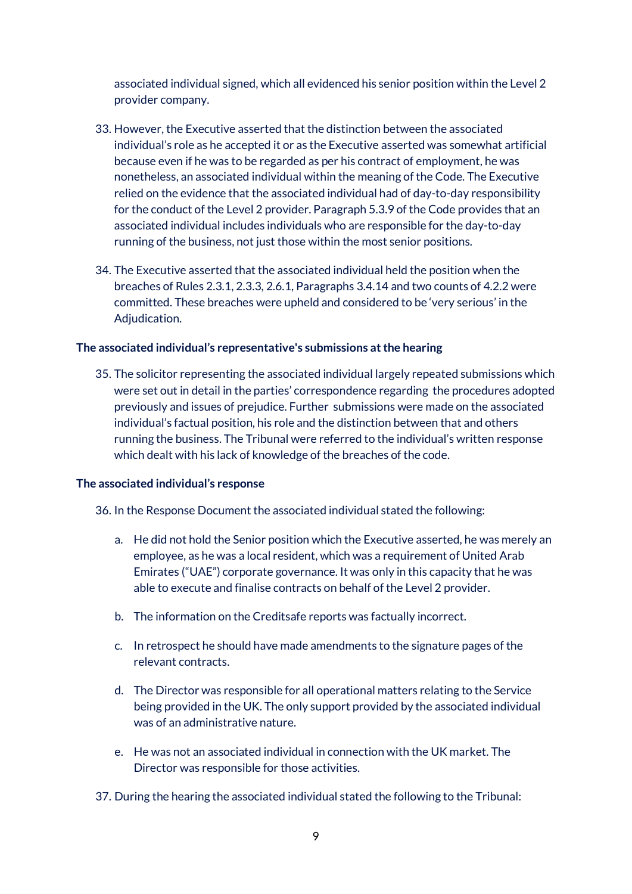associated individual signed, which all evidenced his senior position within the Level 2 provider company.

33. However, the Executive asserted that the distinction between the associated individual's role as he accepted it or as the Executive asserted was somewhat artificial because even if he was to be regarded as per his contract of employment, he was nonetheless, an associated individual within the meaning of the Code. The Executive relied on the evidence that the associated individual had of day-to-day responsibility for the conduct of the Level 2 provider. Paragraph 5.3.9 of the Code provides that an associated individual includes individuals who are responsible for the day-to-day running of the business, not just those within the most senior positions.

34. The Executive asserted that the associated individual held the position when the breaches of Rules 2.3.1, 2.3.3, 2.6.1, Paragraphs 3.4.14 and two counts of 4.2.2 were committed. These breaches were upheld and considered to be 'very serious' in the Adjudication.

**The associated individual's representative's submissions at the hearing**

35. The solicitor representing the associated individual largely repeated submissions which were set out in detail in the parties' correspondence regarding the procedures adopted previously and issues of prejudice. Further submissions were made on the associated individual's factual position, his role and the distinction between that and others running the business. The Tribunal were referred to the individual's written response which dealt with his lack of knowledge of the breaches of the code.

**The associated individual's response**

36. In the Response Document the associated individual stated the following:

    a. He did not hold the Senior position which the Executive asserted, he was merely an employee, as he was a local resident, which was a requirement of United Arab Emirates ("UAE") corporate governance. It was only in this capacity that he was able to execute and finalise contracts on behalf of the Level 2 provider.

    b. The information on the Creditsafe reports was factually incorrect.

    c. In retrospect he should have made amendments to the signature pages of the relevant contracts.

    d. The Director was responsible for all operational matters relating to the Service being provided in the UK. The only support provided by the associated individual was of an administrative nature.

    e. He was not an associated individual in connection with the UK market. The Director was responsible for those activities.

37. During the hearing the associated individual stated the following to the Tribunal: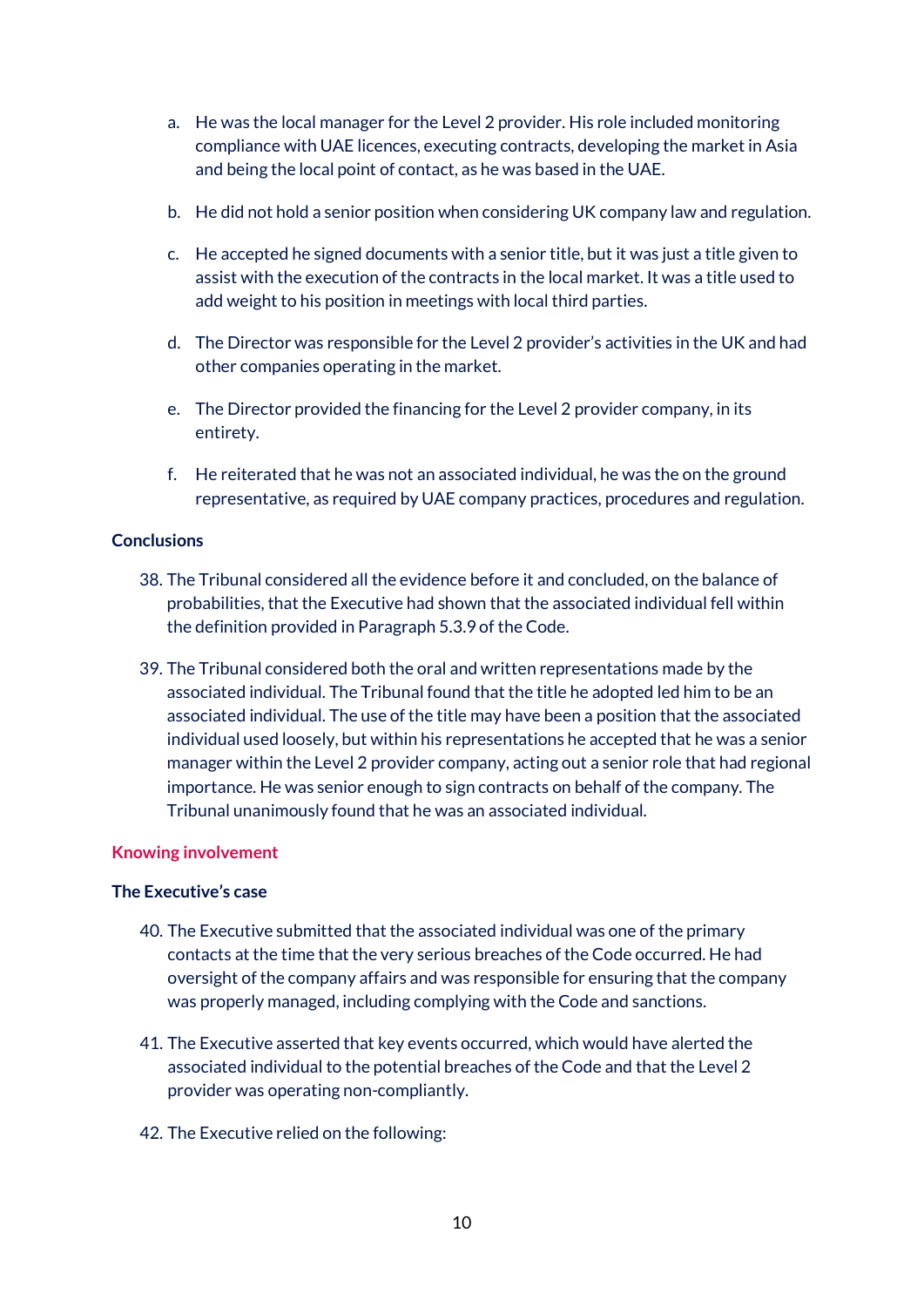a. He was the local manager for the Level 2 provider. His role included monitoring compliance with UAE licences, executing contracts, developing the market in Asia and being the local point of contact, as he was based in the UAE.

b. He did not hold a senior position when considering UK company law and regulation.

c. He accepted he signed documents with a senior title, but it was just a title given to assist with the execution of the contracts in the local market. It was a title used to add weight to his position in meetings with local third parties.

d. The Director was responsible for the Level 2 provider's activities in the UK and had other companies operating in the market.

e. The Director provided the financing for the Level 2 provider company, in its entirety.

f. He reiterated that he was not an associated individual, he was the on the ground representative, as required by UAE company practices, procedures and regulation.

**Conclusions**

38. The Tribunal considered all the evidence before it and concluded, on the balance of probabilities, that the Executive had shown that the associated individual fell within the definition provided in Paragraph 5.3.9 of the Code.

39. The Tribunal considered both the oral and written representations made by the associated individual. The Tribunal found that the title he adopted led him to be an associated individual. The use of the title may have been a position that the associated individual used loosely, but within his representations he accepted that he was a senior manager within the Level 2 provider company, acting out a senior role that had regional importance. He was senior enough to sign contracts on behalf of the company. The Tribunal unanimously found that he was an associated individual.

## Knowing involvement

**The Executive's case**

40. The Executive submitted that the associated individual was one of the primary contacts at the time that the very serious breaches of the Code occurred. He had oversight of the company affairs and was responsible for ensuring that the company was properly managed, including complying with the Code and sanctions.

41. The Executive asserted that key events occurred, which would have alerted the associated individual to the potential breaches of the Code and that the Level 2 provider was operating non-compliantly.

42. The Executive relied on the following: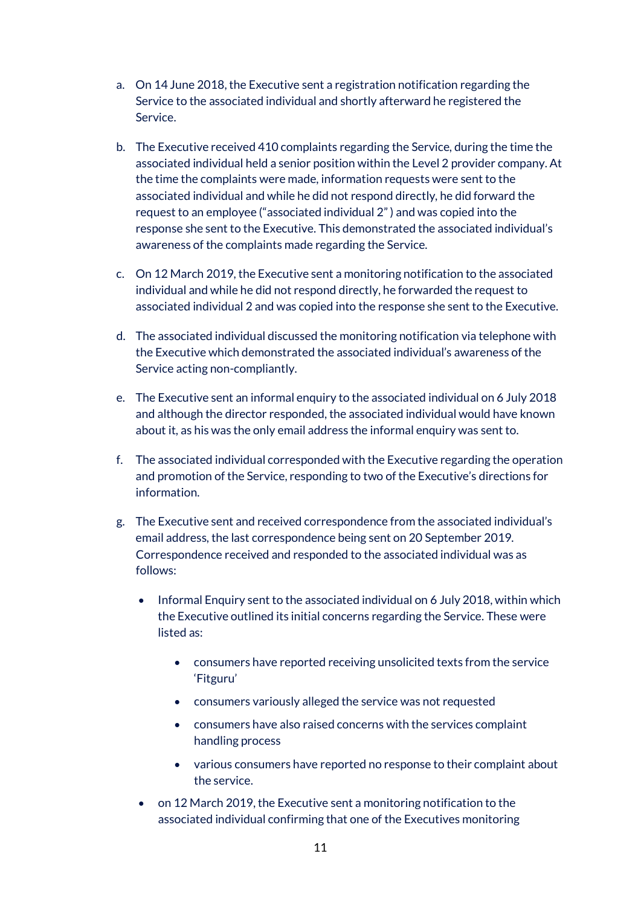a. On 14 June 2018, the Executive sent a registration notification regarding the Service to the associated individual and shortly afterward he registered the Service.

b. The Executive received 410 complaints regarding the Service, during the time the associated individual held a senior position within the Level 2 provider company. At the time the complaints were made, information requests were sent to the associated individual and while he did not respond directly, he did forward the request to an employee ("associated individual 2" ) and was copied into the response she sent to the Executive. This demonstrated the associated individual's awareness of the complaints made regarding the Service.

c. On 12 March 2019, the Executive sent a monitoring notification to the associated individual and while he did not respond directly, he forwarded the request to associated individual 2 and was copied into the response she sent to the Executive.

d. The associated individual discussed the monitoring notification via telephone with the Executive which demonstrated the associated individual's awareness of the Service acting non-compliantly.

e. The Executive sent an informal enquiry to the associated individual on 6 July 2018 and although the director responded, the associated individual would have known about it, as his was the only email address the informal enquiry was sent to.

f. The associated individual corresponded with the Executive regarding the operation and promotion of the Service, responding to two of the Executive's directions for information.

g. The Executive sent and received correspondence from the associated individual's email address, the last correspondence being sent on 20 September 2019. Correspondence received and responded to the associated individual was as follows:

   - Informal Enquiry sent to the associated individual on 6 July 2018, within which the Executive outlined its initial concerns regarding the Service. These were listed as:

     - consumers have reported receiving unsolicited texts from the service 'Fitguru'
     - consumers variously alleged the service was not requested
     - consumers have also raised concerns with the services complaint handling process
     - various consumers have reported no response to their complaint about the service.

   - on 12 March 2019, the Executive sent a monitoring notification to the associated individual confirming that one of the Executives monitoring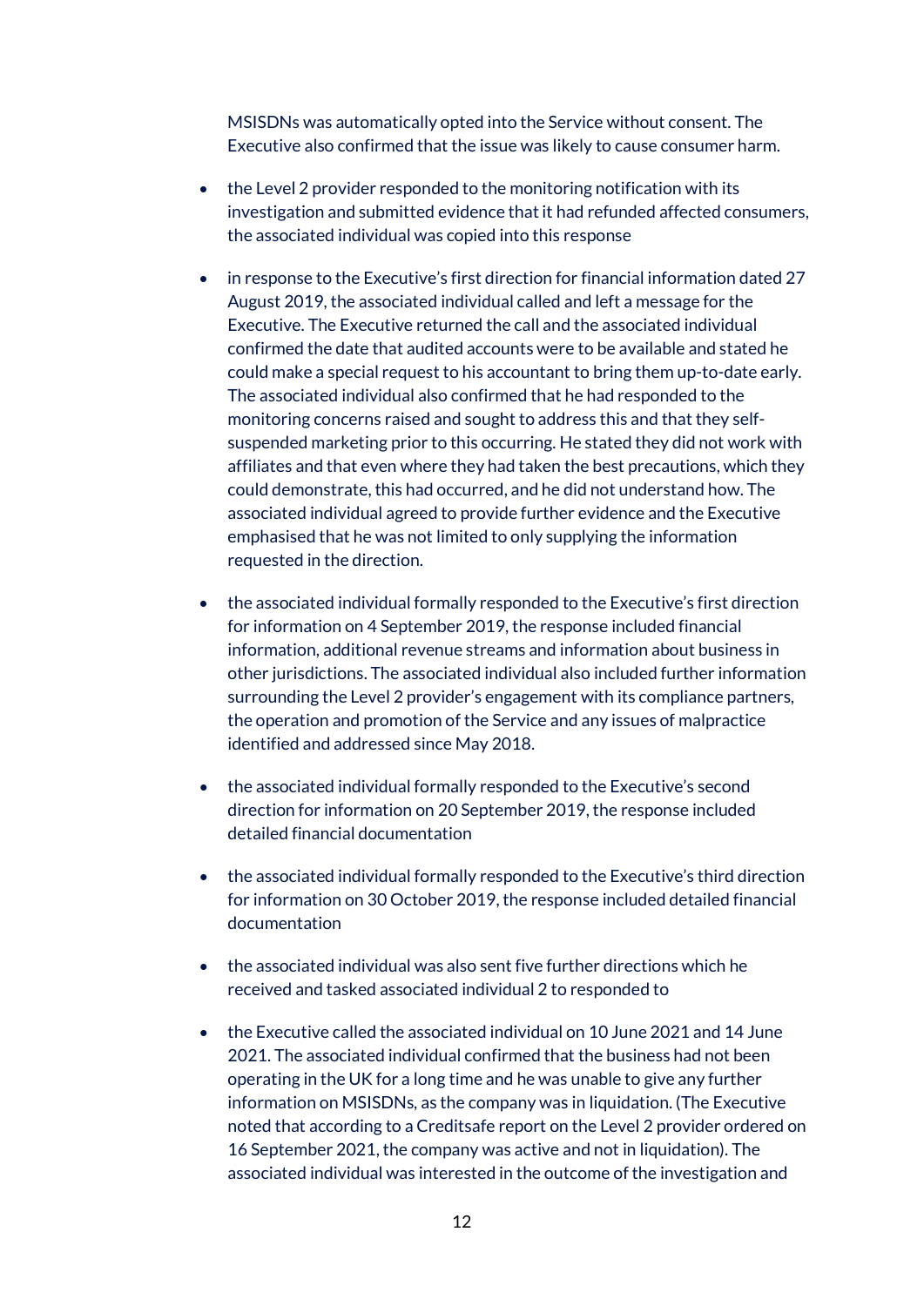MSISDNs was automatically opted into the Service without consent. The Executive also confirmed that the issue was likely to cause consumer harm.

- the Level 2 provider responded to the monitoring notification with its investigation and submitted evidence that it had refunded affected consumers, the associated individual was copied into this response

- in response to the Executive's first direction for financial information dated 27 August 2019, the associated individual called and left a message for the Executive. The Executive returned the call and the associated individual confirmed the date that audited accounts were to be available and stated he could make a special request to his accountant to bring them up-to-date early. The associated individual also confirmed that he had responded to the monitoring concerns raised and sought to address this and that they self-suspended marketing prior to this occurring. He stated they did not work with affiliates and that even where they had taken the best precautions, which they could demonstrate, this had occurred, and he did not understand how. The associated individual agreed to provide further evidence and the Executive emphasised that he was not limited to only supplying the information requested in the direction.

- the associated individual formally responded to the Executive's first direction for information on 4 September 2019, the response included financial information, additional revenue streams and information about business in other jurisdictions. The associated individual also included further information surrounding the Level 2 provider's engagement with its compliance partners, the operation and promotion of the Service and any issues of malpractice identified and addressed since May 2018.

- the associated individual formally responded to the Executive's second direction for information on 20 September 2019, the response included detailed financial documentation

- the associated individual formally responded to the Executive's third direction for information on 30 October 2019, the response included detailed financial documentation

- the associated individual was also sent five further directions which he received and tasked associated individual 2 to responded to

- the Executive called the associated individual on 10 June 2021 and 14 June 2021. The associated individual confirmed that the business had not been operating in the UK for a long time and he was unable to give any further information on MSISDNs, as the company was in liquidation. (The Executive noted that according to a Creditsafe report on the Level 2 provider ordered on 16 September 2021, the company was active and not in liquidation). The associated individual was interested in the outcome of the investigation and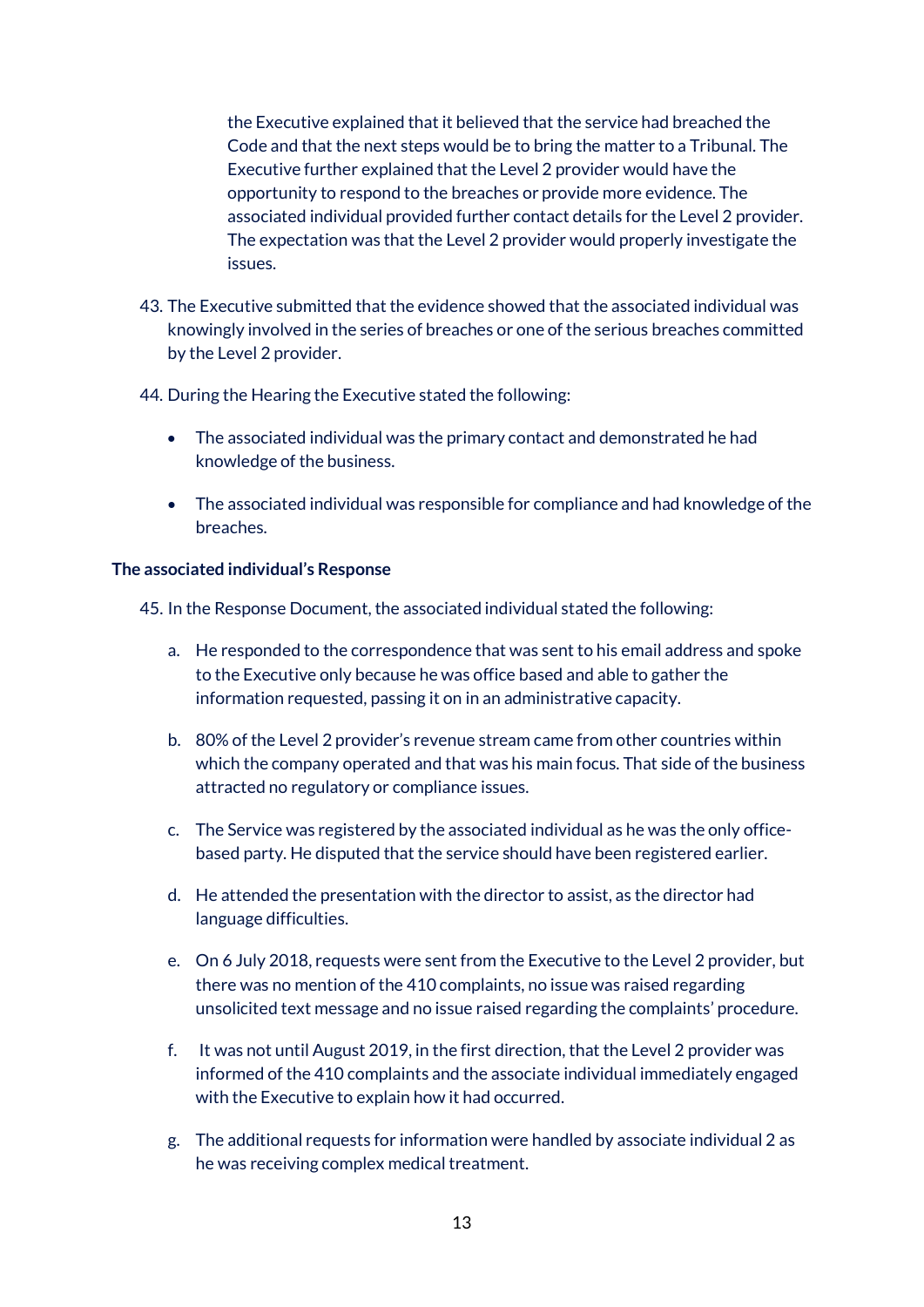the Executive explained that it believed that the service had breached the Code and that the next steps would be to bring the matter to a Tribunal. The Executive further explained that the Level 2 provider would have the opportunity to respond to the breaches or provide more evidence. The associated individual provided further contact details for the Level 2 provider. The expectation was that the Level 2 provider would properly investigate the issues.

43. The Executive submitted that the evidence showed that the associated individual was knowingly involved in the series of breaches or one of the serious breaches committed by the Level 2 provider.

44. During the Hearing the Executive stated the following:

    - The associated individual was the primary contact and demonstrated he had knowledge of the business.

    - The associated individual was responsible for compliance and had knowledge of the breaches.

**The associated individual's Response**

45. In the Response Document, the associated individual stated the following:

    a. He responded to the correspondence that was sent to his email address and spoke to the Executive only because he was office based and able to gather the information requested, passing it on in an administrative capacity.

    b. 80% of the Level 2 provider's revenue stream came from other countries within which the company operated and that was his main focus. That side of the business attracted no regulatory or compliance issues.

    c. The Service was registered by the associated individual as he was the only office-based party. He disputed that the service should have been registered earlier.

    d. He attended the presentation with the director to assist, as the director had language difficulties.

    e. On 6 July 2018, requests were sent from the Executive to the Level 2 provider, but there was no mention of the 410 complaints, no issue was raised regarding unsolicited text message and no issue raised regarding the complaints' procedure.

    f. It was not until August 2019, in the first direction, that the Level 2 provider was informed of the 410 complaints and the associate individual immediately engaged with the Executive to explain how it had occurred.

    g. The additional requests for information were handled by associate individual 2 as he was receiving complex medical treatment.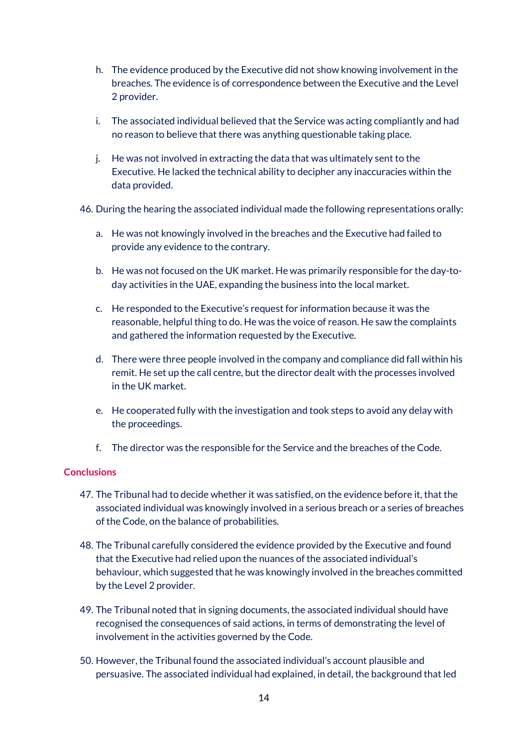h. The evidence produced by the Executive did not show knowing involvement in the breaches. The evidence is of correspondence between the Executive and the Level 2 provider.

i. The associated individual believed that the Service was acting compliantly and had no reason to believe that there was anything questionable taking place.

j. He was not involved in extracting the data that was ultimately sent to the Executive. He lacked the technical ability to decipher any inaccuracies within the data provided.

46. During the hearing the associated individual made the following representations orally:

a. He was not knowingly involved in the breaches and the Executive had failed to provide any evidence to the contrary.

b. He was not focused on the UK market. He was primarily responsible for the day-to-day activities in the UAE, expanding the business into the local market.

c. He responded to the Executive's request for information because it was the reasonable, helpful thing to do. He was the voice of reason. He saw the complaints and gathered the information requested by the Executive.

d. There were three people involved in the company and compliance did fall within his remit. He set up the call centre, but the director dealt with the processes involved in the UK market.

e. He cooperated fully with the investigation and took steps to avoid any delay with the proceedings.

f. The director was the responsible for the Service and the breaches of the Code.

## Conclusions

47. The Tribunal had to decide whether it was satisfied, on the evidence before it, that the associated individual was knowingly involved in a serious breach or a series of breaches of the Code, on the balance of probabilities.

48. The Tribunal carefully considered the evidence provided by the Executive and found that the Executive had relied upon the nuances of the associated individual's behaviour, which suggested that he was knowingly involved in the breaches committed by the Level 2 provider.

49. The Tribunal noted that in signing documents, the associated individual should have recognised the consequences of said actions, in terms of demonstrating the level of involvement in the activities governed by the Code.

50. However, the Tribunal found the associated individual's account plausible and persuasive. The associated individual had explained, in detail, the background that led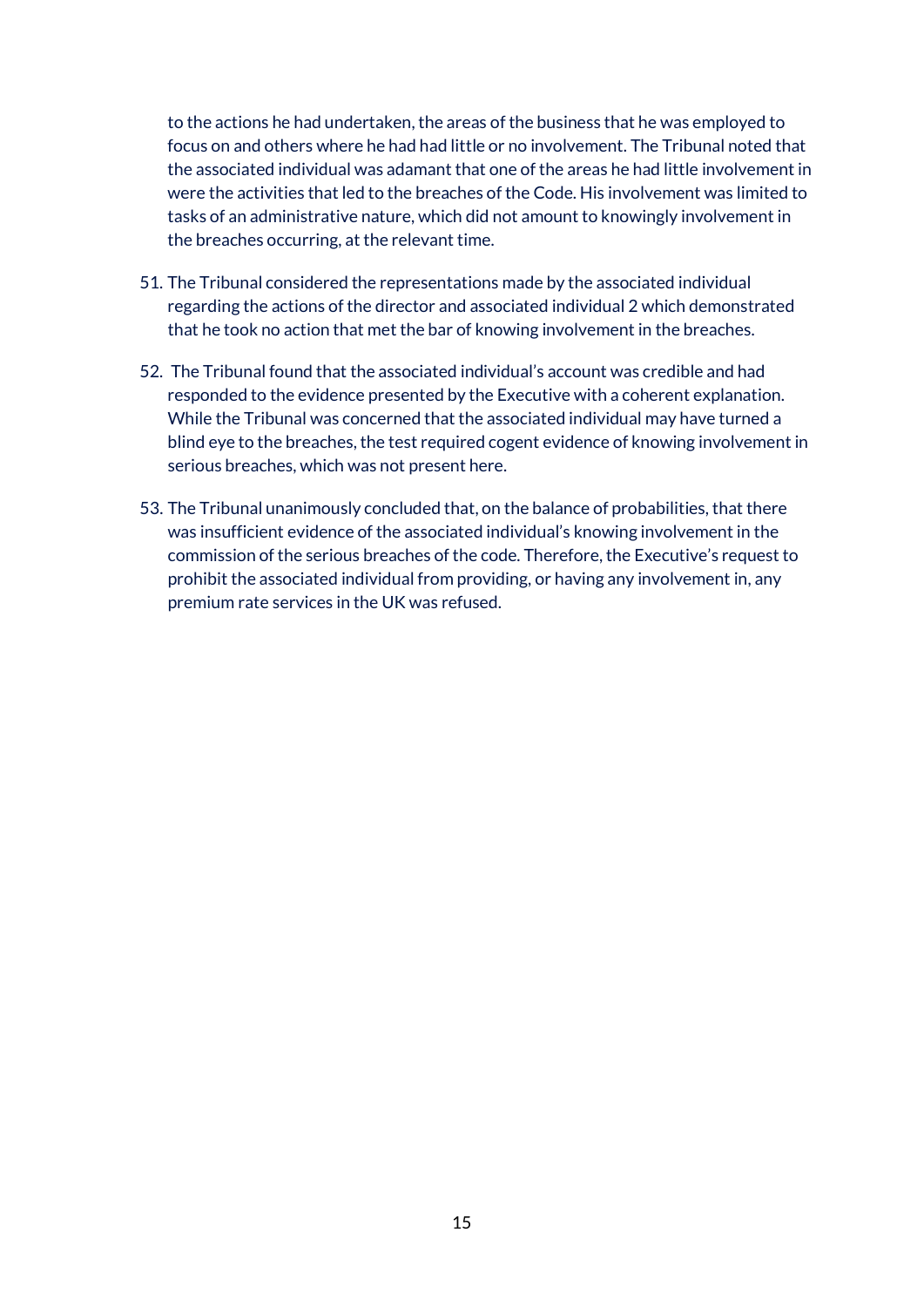to the actions he had undertaken, the areas of the business that he was employed to focus on and others where he had had little or no involvement. The Tribunal noted that the associated individual was adamant that one of the areas he had little involvement in were the activities that led to the breaches of the Code. His involvement was limited to tasks of an administrative nature, which did not amount to knowingly involvement in the breaches occurring, at the relevant time.

51. The Tribunal considered the representations made by the associated individual regarding the actions of the director and associated individual 2 which demonstrated that he took no action that met the bar of knowing involvement in the breaches.

52. The Tribunal found that the associated individual's account was credible and had responded to the evidence presented by the Executive with a coherent explanation. While the Tribunal was concerned that the associated individual may have turned a blind eye to the breaches, the test required cogent evidence of knowing involvement in serious breaches, which was not present here.

53. The Tribunal unanimously concluded that, on the balance of probabilities, that there was insufficient evidence of the associated individual's knowing involvement in the commission of the serious breaches of the code. Therefore, the Executive's request to prohibit the associated individual from providing, or having any involvement in, any premium rate services in the UK was refused.